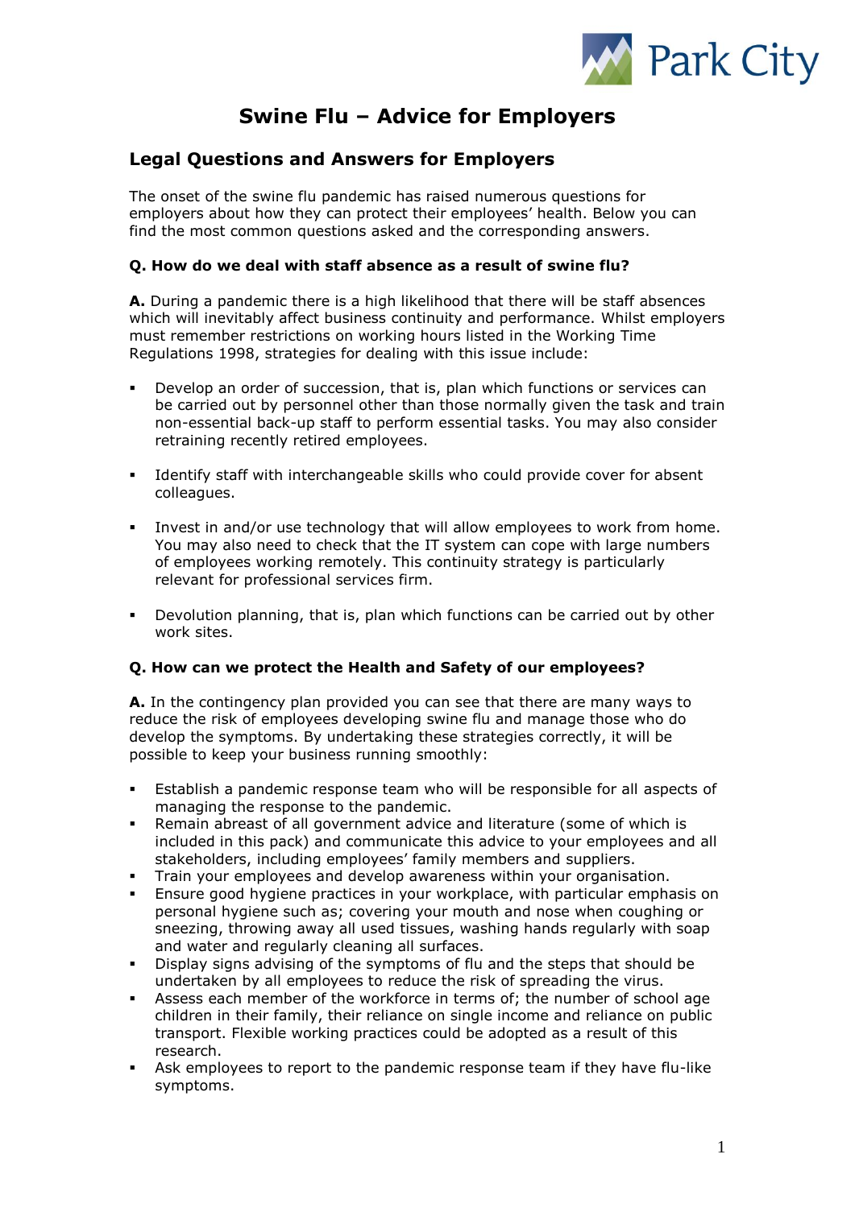# Swine Flu – Advice for Employers

## Legal Questions and Answers for Employers

The onset of the swine flu pandemic has raised numerous questions for employers about how they can protect their employees' health. Below you can find the most common questions asked and the corresponding answers.

**Q. How do we deal with staff absence as a result of swine flu?**

**A.** During a pandemic there is a high likelihood that there will be staff absences which will inevitably affect business continuity and performance. Whilst employers must remember restrictions on working hours listed in the Working Time Regulations 1998, strategies for dealing with this issue include:

- Develop an order of succession, that is, plan which functions or services can be carried out by personnel other than those normally given the task and train non-essential back-up staff to perform essential tasks. You may also consider retraining recently retired employees.

- Identify staff with interchangeable skills who could provide cover for absent colleagues.

- Invest in and/or use technology that will allow employees to work from home. You may also need to check that the IT system can cope with large numbers of employees working remotely. This continuity strategy is particularly relevant for professional services firm.

- Devolution planning, that is, plan which functions can be carried out by other work sites.

**Q. How can we protect the Health and Safety of our employees?**

**A.** In the contingency plan provided you can see that there are many ways to reduce the risk of employees developing swine flu and manage those who do develop the symptoms. By undertaking these strategies correctly, it will be possible to keep your business running smoothly:

- Establish a pandemic response team who will be responsible for all aspects of managing the response to the pandemic.
- Remain abreast of all government advice and literature (some of which is included in this pack) and communicate this advice to your employees and all stakeholders, including employees' family members and suppliers.
- Train your employees and develop awareness within your organisation.
- Ensure good hygiene practices in your workplace, with particular emphasis on personal hygiene such as; covering your mouth and nose when coughing or sneezing, throwing away all used tissues, washing hands regularly with soap and water and regularly cleaning all surfaces.
- Display signs advising of the symptoms of flu and the steps that should be undertaken by all employees to reduce the risk of spreading the virus.
- Assess each member of the workforce in terms of; the number of school age children in their family, their reliance on single income and reliance on public transport. Flexible working practices could be adopted as a result of this research.
- Ask employees to report to the pandemic response team if they have flu-like symptoms.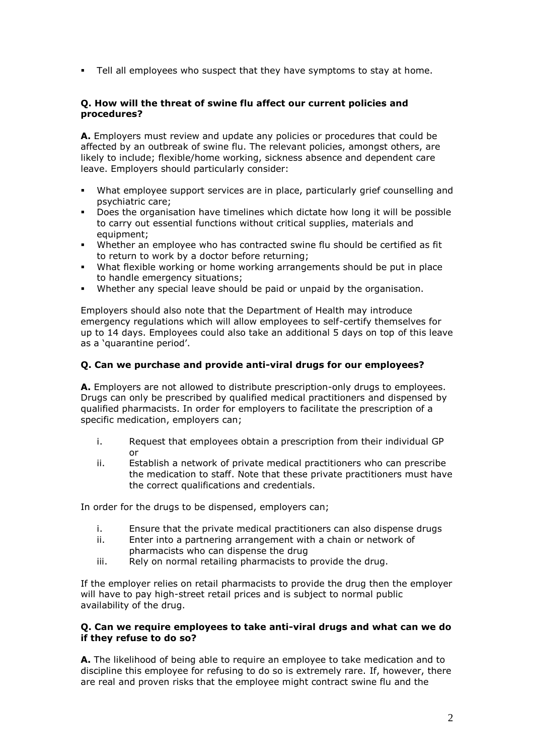- Tell all employees who suspect that they have symptoms to stay at home.

**Q. How will the threat of swine flu affect our current policies and procedures?**

**A.** Employers must review and update any policies or procedures that could be affected by an outbreak of swine flu. The relevant policies, amongst others, are likely to include; flexible/home working, sickness absence and dependent care leave. Employers should particularly consider:

- What employee support services are in place, particularly grief counselling and psychiatric care;
- Does the organisation have timelines which dictate how long it will be possible to carry out essential functions without critical supplies, materials and equipment;
- Whether an employee who has contracted swine flu should be certified as fit to return to work by a doctor before returning;
- What flexible working or home working arrangements should be put in place to handle emergency situations;
- Whether any special leave should be paid or unpaid by the organisation.

Employers should also note that the Department of Health may introduce emergency regulations which will allow employees to self-certify themselves for up to 14 days. Employees could also take an additional 5 days on top of this leave as a 'quarantine period'.

**Q. Can we purchase and provide anti-viral drugs for our employees?**

**A.** Employers are not allowed to distribute prescription-only drugs to employees. Drugs can only be prescribed by qualified medical practitioners and dispensed by qualified pharmacists. In order for employers to facilitate the prescription of a specific medication, employers can;

i. Request that employees obtain a prescription from their individual GP or
ii. Establish a network of private medical practitioners who can prescribe the medication to staff. Note that these private practitioners must have the correct qualifications and credentials.

In order for the drugs to be dispensed, employers can;

i. Ensure that the private medical practitioners can also dispense drugs
ii. Enter into a partnering arrangement with a chain or network of pharmacists who can dispense the drug
iii. Rely on normal retailing pharmacists to provide the drug.

If the employer relies on retail pharmacists to provide the drug then the employer will have to pay high-street retail prices and is subject to normal public availability of the drug.

**Q. Can we require employees to take anti-viral drugs and what can we do if they refuse to do so?**

**A.** The likelihood of being able to require an employee to take medication and to discipline this employee for refusing to do so is extremely rare. If, however, there are real and proven risks that the employee might contract swine flu and the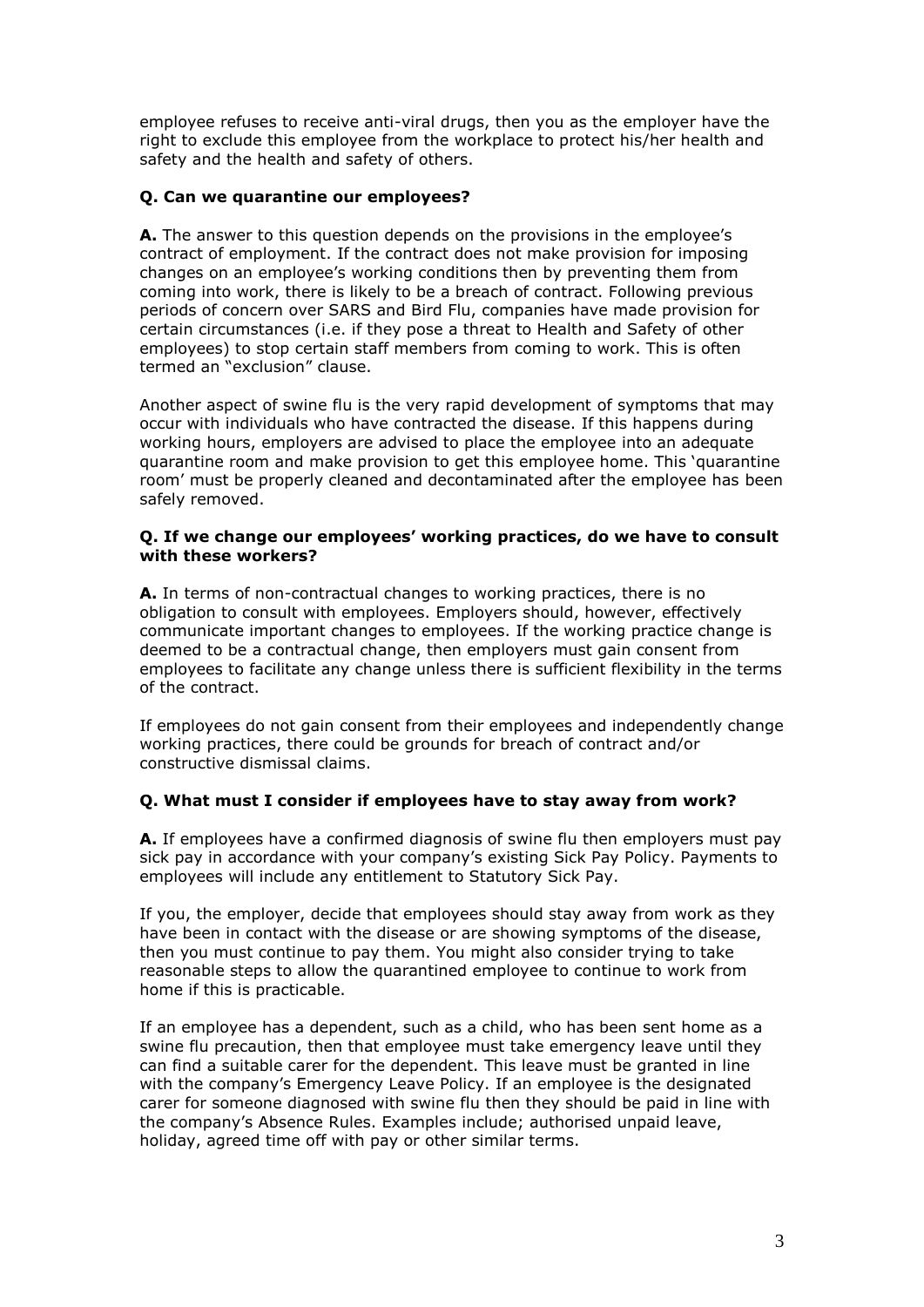employee refuses to receive anti-viral drugs, then you as the employer have the right to exclude this employee from the workplace to protect his/her health and safety and the health and safety of others.

**Q. Can we quarantine our employees?**

**A.** The answer to this question depends on the provisions in the employee's contract of employment. If the contract does not make provision for imposing changes on an employee's working conditions then by preventing them from coming into work, there is likely to be a breach of contract. Following previous periods of concern over SARS and Bird Flu, companies have made provision for certain circumstances (i.e. if they pose a threat to Health and Safety of other employees) to stop certain staff members from coming to work. This is often termed an "exclusion" clause.

Another aspect of swine flu is the very rapid development of symptoms that may occur with individuals who have contracted the disease. If this happens during working hours, employers are advised to place the employee into an adequate quarantine room and make provision to get this employee home. This 'quarantine room' must be properly cleaned and decontaminated after the employee has been safely removed.

**Q. If we change our employees' working practices, do we have to consult with these workers?**

**A.** In terms of non-contractual changes to working practices, there is no obligation to consult with employees. Employers should, however, effectively communicate important changes to employees. If the working practice change is deemed to be a contractual change, then employers must gain consent from employees to facilitate any change unless there is sufficient flexibility in the terms of the contract.

If employees do not gain consent from their employees and independently change working practices, there could be grounds for breach of contract and/or constructive dismissal claims.

**Q. What must I consider if employees have to stay away from work?**

**A.** If employees have a confirmed diagnosis of swine flu then employers must pay sick pay in accordance with your company's existing Sick Pay Policy. Payments to employees will include any entitlement to Statutory Sick Pay.

If you, the employer, decide that employees should stay away from work as they have been in contact with the disease or are showing symptoms of the disease, then you must continue to pay them. You might also consider trying to take reasonable steps to allow the quarantined employee to continue to work from home if this is practicable.

If an employee has a dependent, such as a child, who has been sent home as a swine flu precaution, then that employee must take emergency leave until they can find a suitable carer for the dependent. This leave must be granted in line with the company's Emergency Leave Policy. If an employee is the designated carer for someone diagnosed with swine flu then they should be paid in line with the company's Absence Rules. Examples include; authorised unpaid leave, holiday, agreed time off with pay or other similar terms.